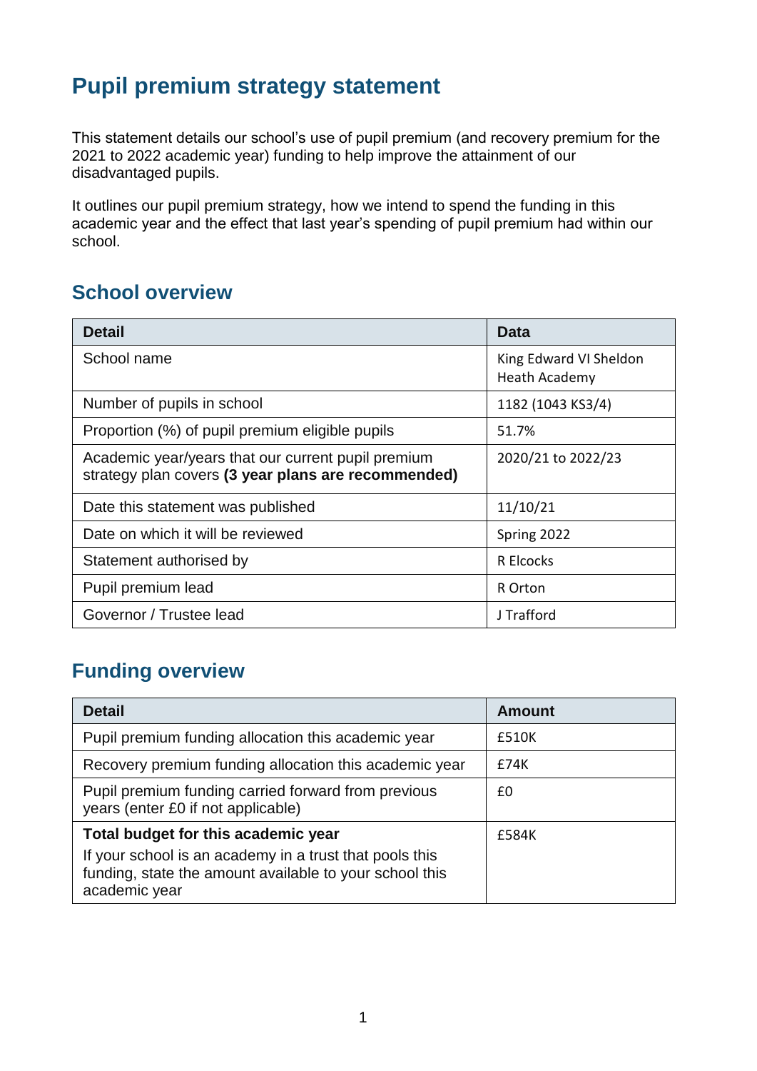# Pupil premium strategy statement

This statement details our school's use of pupil premium (and recovery premium for the 2021 to 2022 academic year) funding to help improve the attainment of our disadvantaged pupils.

It outlines our pupil premium strategy, how we intend to spend the funding in this academic year and the effect that last year's spending of pupil premium had within our school.

## School overview

| Detail | Data |
|---|---|
| School name | King Edward VI Sheldon Heath Academy |
| Number of pupils in school | 1182 (1043 KS3/4) |
| Proportion (%) of pupil premium eligible pupils | 51.7% |
| Academic year/years that our current pupil premium strategy plan covers **(3 year plans are recommended)** | 2020/21 to 2022/23 |
| Date this statement was published | 11/10/21 |
| Date on which it will be reviewed | Spring 2022 |
| Statement authorised by | R Elcocks |
| Pupil premium lead | R Orton |
| Governor / Trustee lead | J Trafford |

## Funding overview

| Detail | Amount |
|---|---|
| Pupil premium funding allocation this academic year | £510K |
| Recovery premium funding allocation this academic year | £74K |
| Pupil premium funding carried forward from previous years (enter £0 if not applicable) | £0 |
| **Total budget for this academic year**<br>If your school is an academy in a trust that pools this funding, state the amount available to your school this academic year | £584K |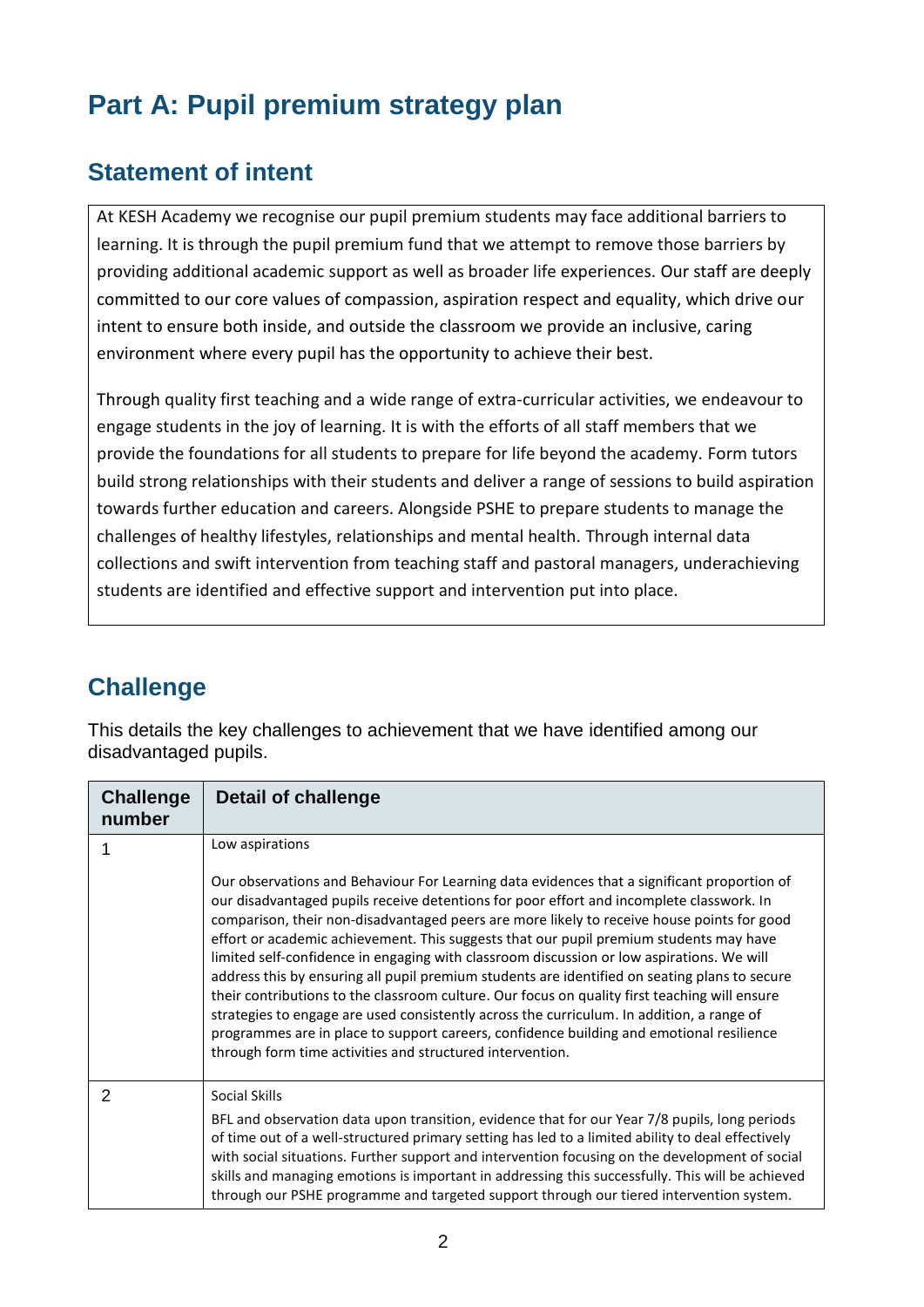# Part A: Pupil premium strategy plan

## Statement of intent

At KESH Academy we recognise our pupil premium students may face additional barriers to learning. It is through the pupil premium fund that we attempt to remove those barriers by providing additional academic support as well as broader life experiences. Our staff are deeply committed to our core values of compassion, aspiration respect and equality, which drive our intent to ensure both inside, and outside the classroom we provide an inclusive, caring environment where every pupil has the opportunity to achieve their best.

Through quality first teaching and a wide range of extra-curricular activities, we endeavour to engage students in the joy of learning. It is with the efforts of all staff members that we provide the foundations for all students to prepare for life beyond the academy. Form tutors build strong relationships with their students and deliver a range of sessions to build aspiration towards further education and careers. Alongside PSHE to prepare students to manage the challenges of healthy lifestyles, relationships and mental health. Through internal data collections and swift intervention from teaching staff and pastoral managers, underachieving students are identified and effective support and intervention put into place.

## Challenge

This details the key challenges to achievement that we have identified among our disadvantaged pupils.

| Challenge number | Detail of challenge |
|---|---|
| 1 | Low aspirations<br><br>Our observations and Behaviour For Learning data evidences that a significant proportion of our disadvantaged pupils receive detentions for poor effort and incomplete classwork. In comparison, their non-disadvantaged peers are more likely to receive house points for good effort or academic achievement. This suggests that our pupil premium students may have limited self-confidence in engaging with classroom discussion or low aspirations. We will address this by ensuring all pupil premium students are identified on seating plans to secure their contributions to the classroom culture. Our focus on quality first teaching will ensure strategies to engage are used consistently across the curriculum. In addition, a range of programmes are in place to support careers, confidence building and emotional resilience through form time activities and structured intervention. |
| 2 | Social Skills<br><br>BFL and observation data upon transition, evidence that for our Year 7/8 pupils, long periods of time out of a well-structured primary setting has led to a limited ability to deal effectively with social situations. Further support and intervention focusing on the development of social skills and managing emotions is important in addressing this successfully. This will be achieved through our PSHE programme and targeted support through our tiered intervention system. |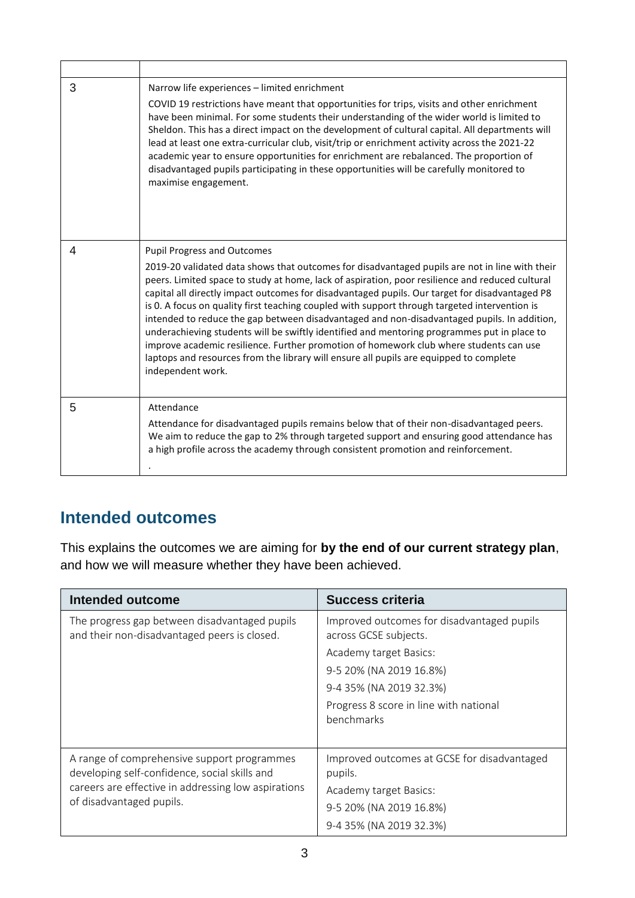| | |
|---|---|
| 3 | Narrow life experiences – limited enrichment<br><br>COVID 19 restrictions have meant that opportunities for trips, visits and other enrichment have been minimal. For some students their understanding of the wider world is limited to Sheldon. This has a direct impact on the development of cultural capital. All departments will lead at least one extra-curricular club, visit/trip or enrichment activity across the 2021-22 academic year to ensure opportunities for enrichment are rebalanced. The proportion of disadvantaged pupils participating in these opportunities will be carefully monitored to maximise engagement. |
| 4 | Pupil Progress and Outcomes<br><br>2019-20 validated data shows that outcomes for disadvantaged pupils are not in line with their peers. Limited space to study at home, lack of aspiration, poor resilience and reduced cultural capital all directly impact outcomes for disadvantaged pupils. Our target for disadvantaged P8 is 0. A focus on quality first teaching coupled with support through targeted intervention is intended to reduce the gap between disadvantaged and non-disadvantaged pupils. In addition, underachieving students will be swiftly identified and mentoring programmes put in place to improve academic resilience. Further promotion of homework club where students can use laptops and resources from the library will ensure all pupils are equipped to complete independent work. |
| 5 | Attendance<br><br>Attendance for disadvantaged pupils remains below that of their non-disadvantaged peers. We aim to reduce the gap to 2% through targeted support and ensuring good attendance has a high profile across the academy through consistent promotion and reinforcement.<br><br>. |

## Intended outcomes

This explains the outcomes we are aiming for **by the end of our current strategy plan**, and how we will measure whether they have been achieved.

| Intended outcome | Success criteria |
|---|---|
| The progress gap between disadvantaged pupils and their non-disadvantaged peers is closed. | Improved outcomes for disadvantaged pupils across GCSE subjects.<br><br>Academy target Basics:<br><br>9-5 20% (NA 2019 16.8%)<br><br>9-4 35% (NA 2019 32.3%)<br><br>Progress 8 score in line with national benchmarks |
| A range of comprehensive support programmes developing self-confidence, social skills and careers are effective in addressing low aspirations of disadvantaged pupils. | Improved outcomes at GCSE for disadvantaged pupils.<br><br>Academy target Basics:<br><br>9-5 20% (NA 2019 16.8%)<br><br>9-4 35% (NA 2019 32.3%) |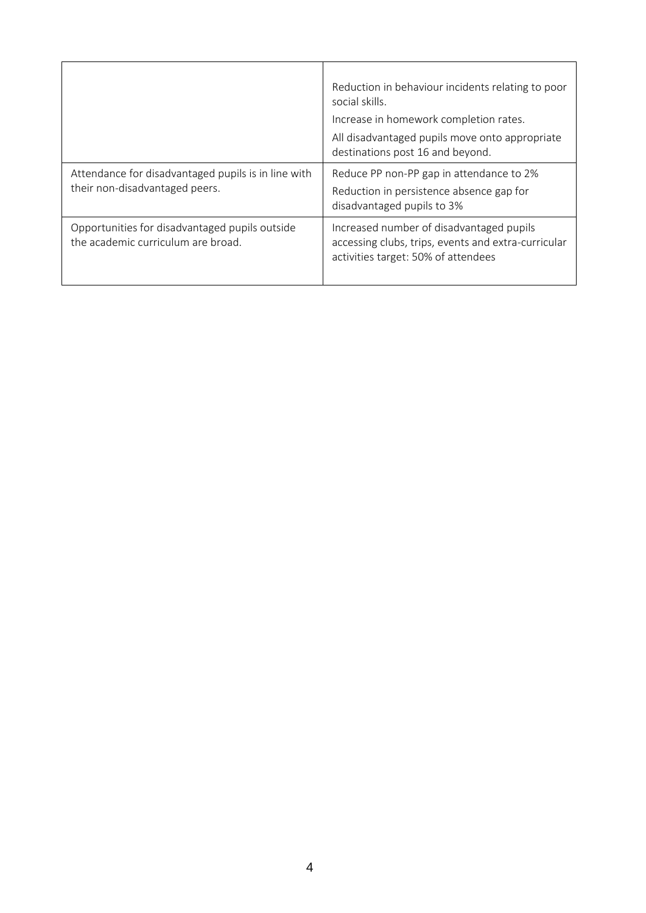| | |
|---|---|
| | Reduction in behaviour incidents relating to poor social skills.<br>Increase in homework completion rates.<br>All disadvantaged pupils move onto appropriate destinations post 16 and beyond. |
| Attendance for disadvantaged pupils is in line with their non-disadvantaged peers. | Reduce PP non-PP gap in attendance to 2%<br>Reduction in persistence absence gap for disadvantaged pupils to 3% |
| Opportunities for disadvantaged pupils outside the academic curriculum are broad. | Increased number of disadvantaged pupils accessing clubs, trips, events and extra-curricular activities target: 50% of attendees |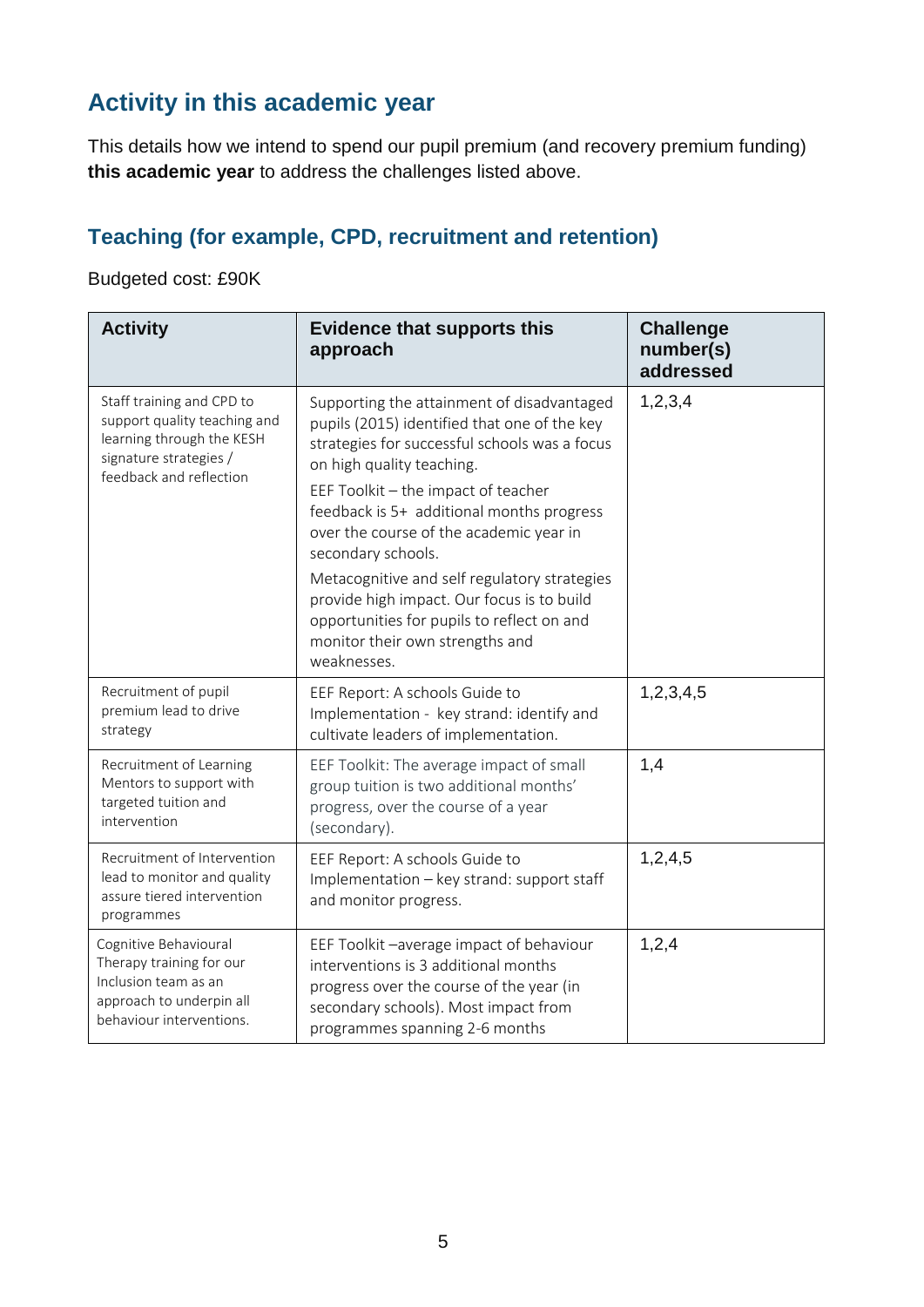## Activity in this academic year

This details how we intend to spend our pupil premium (and recovery premium funding) **this academic year** to address the challenges listed above.

### Teaching (for example, CPD, recruitment and retention)

Budgeted cost: £90K

| Activity | Evidence that supports this approach | Challenge number(s) addressed |
|---|---|---|
| Staff training and CPD to support quality teaching and learning through the KESH signature strategies / feedback and reflection | Supporting the attainment of disadvantaged pupils (2015) identified that one of the key strategies for successful schools was a focus on high quality teaching.<br><br>EEF Toolkit – the impact of teacher feedback is 5+ additional months progress over the course of the academic year in secondary schools.<br><br>Metacognitive and self regulatory strategies provide high impact. Our focus is to build opportunities for pupils to reflect on and monitor their own strengths and weaknesses. | 1,2,3,4 |
| Recruitment of pupil premium lead to drive strategy | EEF Report: A schools Guide to Implementation - key strand: identify and cultivate leaders of implementation. | 1,2,3,4,5 |
| Recruitment of Learning Mentors to support with targeted tuition and intervention | EEF Toolkit: The average impact of small group tuition is two additional months' progress, over the course of a year (secondary). | 1,4 |
| Recruitment of Intervention lead to monitor and quality assure tiered intervention programmes | EEF Report: A schools Guide to Implementation – key strand: support staff and monitor progress. | 1,2,4,5 |
| Cognitive Behavioural Therapy training for our Inclusion team as an approach to underpin all behaviour interventions. | EEF Toolkit –average impact of behaviour interventions is 3 additional months progress over the course of the year (in secondary schools). Most impact from programmes spanning 2-6 months | 1,2,4 |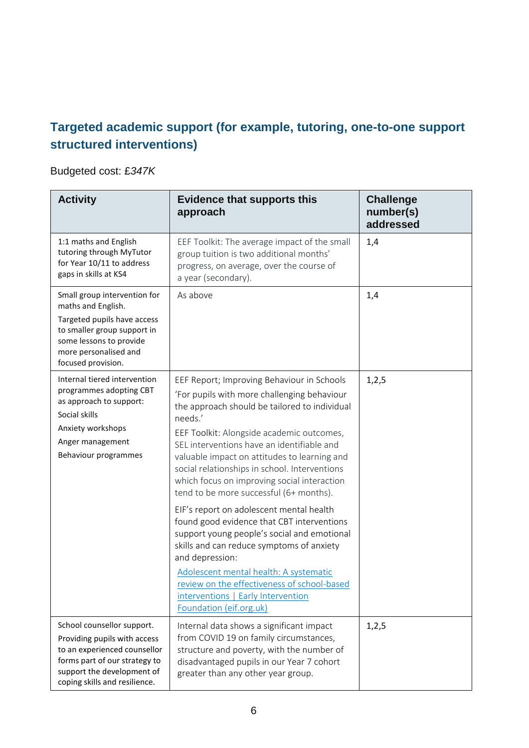## Targeted academic support (for example, tutoring, one-to-one support structured interventions)

Budgeted cost: *£347K*

| Activity | Evidence that supports this approach | Challenge number(s) addressed |
|---|---|---|
| 1:1 maths and English tutoring through MyTutor for Year 10/11 to address gaps in skills at KS4 | EEF Toolkit: The average impact of the small group tuition is two additional months' progress, on average, over the course of a year (secondary). | 1,4 |
| Small group intervention for maths and English.<br>Targeted pupils have access to smaller group support in some lessons to provide more personalised and focused provision. | As above | 1,4 |
| Internal tiered intervention programmes adopting CBT as approach to support:<br>Social skills<br>Anxiety workshops<br>Anger management<br>Behaviour programmes | EEF Report; Improving Behaviour in Schools<br>'For pupils with more challenging behaviour the approach should be tailored to individual needs.'<br>EEF Toolkit: Alongside academic outcomes, SEL interventions have an identifiable and valuable impact on attitudes to learning and social relationships in school. Interventions which focus on improving social interaction tend to be more successful (6+ months).<br>EIF's report on adolescent mental health found good evidence that CBT interventions support young people's social and emotional skills and can reduce symptoms of anxiety and depression:<br>[Adolescent mental health: A systematic review on the effectiveness of school-based interventions \| Early Intervention Foundation (eif.org.uk)] | 1,2,5 |
| School counsellor support.<br>Providing pupils with access to an experienced counsellor forms part of our strategy to support the development of coping skills and resilience. | Internal data shows a significant impact from COVID 19 on family circumstances, structure and poverty, with the number of disadvantaged pupils in our Year 7 cohort greater than any other year group. | 1,2,5 |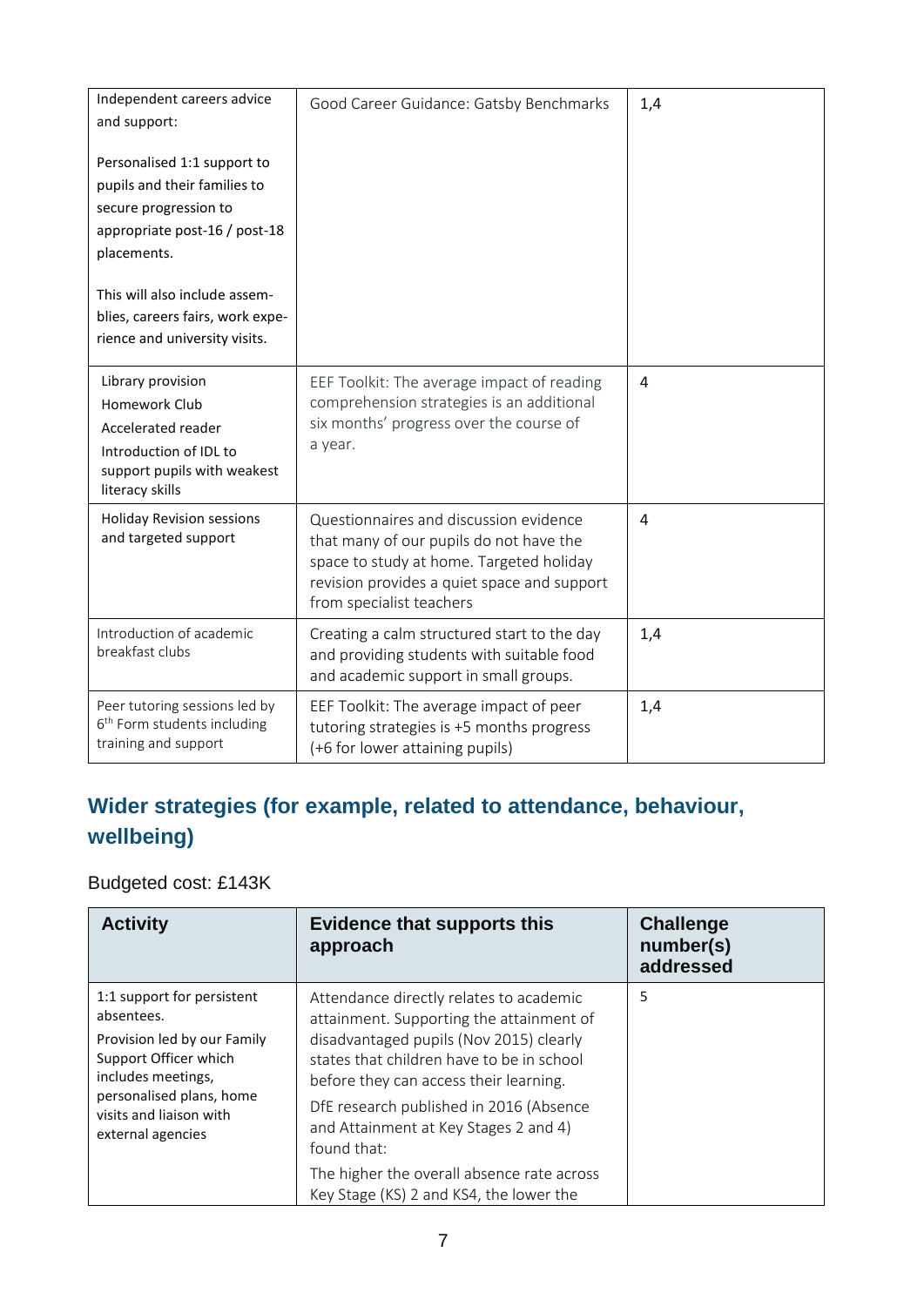| Independent careers advice and support:<br><br>Personalised 1:1 support to pupils and their families to secure progression to appropriate post-16 / post-18 placements.<br><br>This will also include assemblies, careers fairs, work experience and university visits. | Good Career Guidance: Gatsby Benchmarks | 1,4 |
|---|---|---|
| Library provision<br>Homework Club<br>Accelerated reader<br>Introduction of IDL to support pupils with weakest literacy skills | EEF Toolkit: The average impact of reading comprehension strategies is an additional six months' progress over the course of a year. | 4 |
| Holiday Revision sessions and targeted support | Questionnaires and discussion evidence that many of our pupils do not have the space to study at home. Targeted holiday revision provides a quiet space and support from specialist teachers | 4 |
| Introduction of academic breakfast clubs | Creating a calm structured start to the day and providing students with suitable food and academic support in small groups. | 1,4 |
| Peer tutoring sessions led by 6th Form students including training and support | EEF Toolkit: The average impact of peer tutoring strategies is +5 months progress (+6 for lower attaining pupils) | 1,4 |

## Wider strategies (for example, related to attendance, behaviour, wellbeing)

Budgeted cost: £143K

| Activity | Evidence that supports this approach | Challenge number(s) addressed |
|---|---|---|
| 1:1 support for persistent absentees.<br>Provision led by our Family Support Officer which includes meetings, personalised plans, home visits and liaison with external agencies | Attendance directly relates to academic attainment. Supporting the attainment of disadvantaged pupils (Nov 2015) clearly states that children have to be in school before they can access their learning.<br>DfE research published in 2016 (Absence and Attainment at Key Stages 2 and 4) found that:<br>The higher the overall absence rate across Key Stage (KS) 2 and KS4, the lower the | 5 |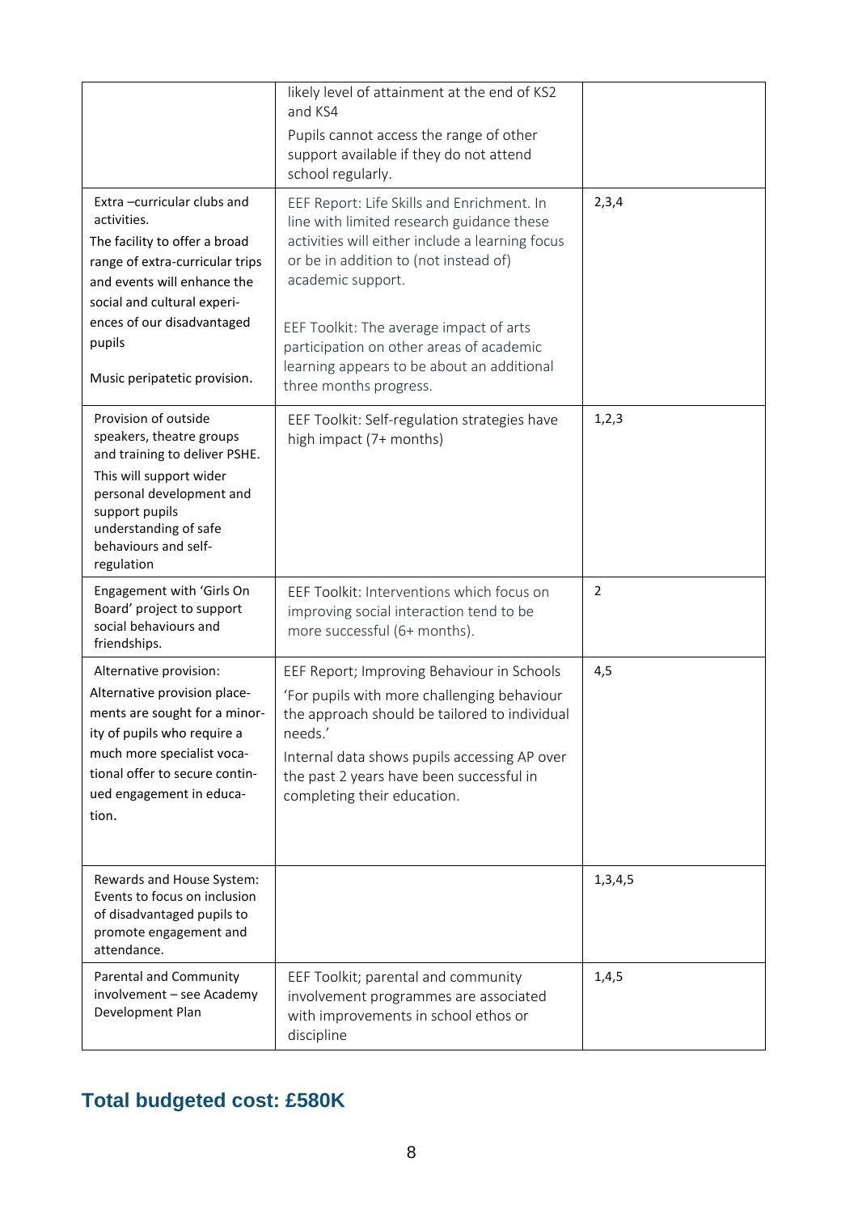| | | |
|---|---|---|
| | likely level of attainment at the end of KS2 and KS4<br>Pupils cannot access the range of other support available if they do not attend school regularly. | |
| Extra –curricular clubs and activities.<br>The facility to offer a broad range of extra-curricular trips and events will enhance the social and cultural experiences of our disadvantaged pupils<br><br>Music peripatetic provision. | EEF Report: Life Skills and Enrichment. In line with limited research guidance these activities will either include a learning focus or be in addition to (not instead of) academic support.<br><br>EEF Toolkit: The average impact of arts participation on other areas of academic learning appears to be about an additional three months progress. | 2,3,4 |
| Provision of outside speakers, theatre groups and training to deliver PSHE.<br>This will support wider personal development and support pupils understanding of safe behaviours and self-regulation | EEF Toolkit: Self-regulation strategies have high impact (7+ months) | 1,2,3 |
| Engagement with 'Girls On Board' project to support social behaviours and friendships. | EEF Toolkit: Interventions which focus on improving social interaction tend to be more successful (6+ months). | 2 |
| Alternative provision:<br>Alternative provision placements are sought for a minority of pupils who require a much more specialist vocational offer to secure continued engagement in education. | EEF Report; Improving Behaviour in Schools<br>'For pupils with more challenging behaviour the approach should be tailored to individual needs.'<br>Internal data shows pupils accessing AP over the past 2 years have been successful in completing their education. | 4,5 |
| Rewards and House System: Events to focus on inclusion of disadvantaged pupils to promote engagement and attendance. | | 1,3,4,5 |
| Parental and Community involvement – see Academy Development Plan | EEF Toolkit; parental and community involvement programmes are associated with improvements in school ethos or discipline | 1,4,5 |

## Total budgeted cost: £580K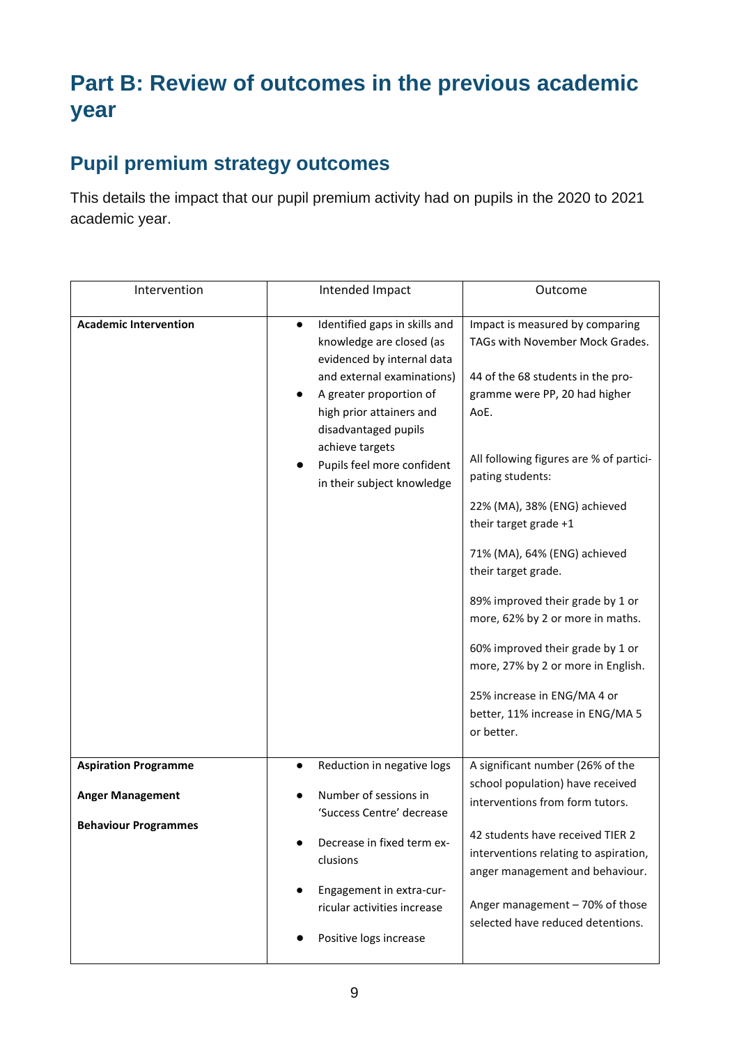# Part B: Review of outcomes in the previous academic year

## Pupil premium strategy outcomes

This details the impact that our pupil premium activity had on pupils in the 2020 to 2021 academic year.

| Intervention | Intended Impact | Outcome |
|---|---|---|
| **Academic Intervention** | • Identified gaps in skills and knowledge are closed (as evidenced by internal data and external examinations)<br>• A greater proportion of high prior attainers and disadvantaged pupils achieve targets<br>• Pupils feel more confident in their subject knowledge | Impact is measured by comparing TAGs with November Mock Grades.<br><br>44 of the 68 students in the programme were PP, 20 had higher AoE.<br><br>All following figures are % of participating students:<br><br>22% (MA), 38% (ENG) achieved their target grade +1<br><br>71% (MA), 64% (ENG) achieved their target grade.<br><br>89% improved their grade by 1 or more, 62% by 2 or more in maths.<br><br>60% improved their grade by 1 or more, 27% by 2 or more in English.<br><br>25% increase in ENG/MA 4 or better, 11% increase in ENG/MA 5 or better. |
| **Aspiration Programme**<br><br>**Anger Management**<br><br>**Behaviour Programmes** | • Reduction in negative logs<br>• Number of sessions in 'Success Centre' decrease<br>• Decrease in fixed term exclusions<br>• Engagement in extra-curricular activities increase<br>• Positive logs increase | A significant number (26% of the school population) have received interventions from form tutors.<br><br>42 students have received TIER 2 interventions relating to aspiration, anger management and behaviour.<br><br>Anger management – 70% of those selected have reduced detentions. |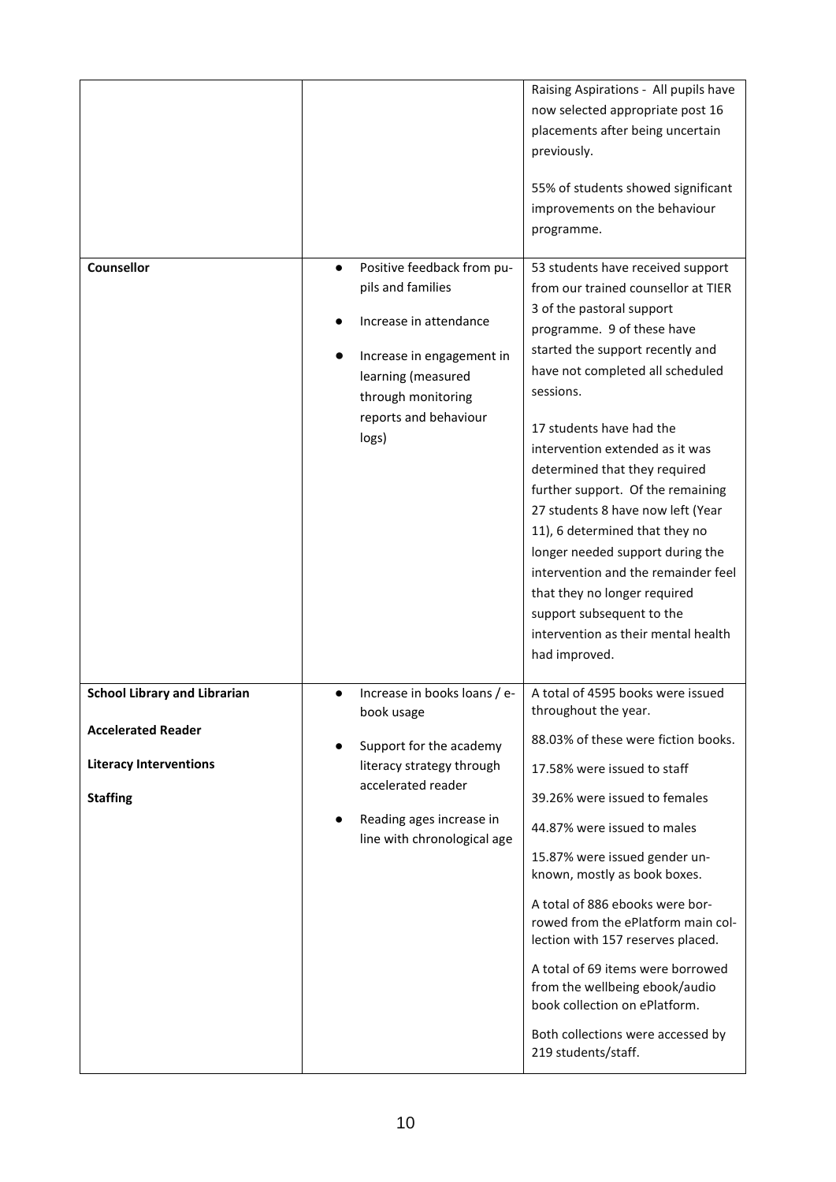|  |  |  |
|---|---|---|
|  |  | Raising Aspirations - All pupils have now selected appropriate post 16 placements after being uncertain previously.<br><br>55% of students showed significant improvements on the behaviour programme. |
| **Counsellor** | ● Positive feedback from pupils and families<br>● Increase in attendance<br>● Increase in engagement in learning (measured through monitoring reports and behaviour logs) | 53 students have received support from our trained counsellor at TIER 3 of the pastoral support programme. 9 of these have started the support recently and have not completed all scheduled sessions.<br><br>17 students have had the intervention extended as it was determined that they required further support. Of the remaining 27 students 8 have now left (Year 11), 6 determined that they no longer needed support during the intervention and the remainder feel that they no longer required support subsequent to the intervention as their mental health had improved. |
| **School Library and Librarian**<br><br>**Accelerated Reader**<br><br>**Literacy Interventions**<br><br>**Staffing** | ● Increase in books loans / e-book usage<br>● Support for the academy literacy strategy through accelerated reader<br>● Reading ages increase in line with chronological age | A total of 4595 books were issued throughout the year.<br><br>88.03% of these were fiction books.<br><br>17.58% were issued to staff<br><br>39.26% were issued to females<br><br>44.87% were issued to males<br><br>15.87% were issued gender unknown, mostly as book boxes.<br><br>A total of 886 ebooks were borrowed from the ePlatform main collection with 157 reserves placed.<br><br>A total of 69 items were borrowed from the wellbeing ebook/audio book collection on ePlatform.<br><br>Both collections were accessed by 219 students/staff. |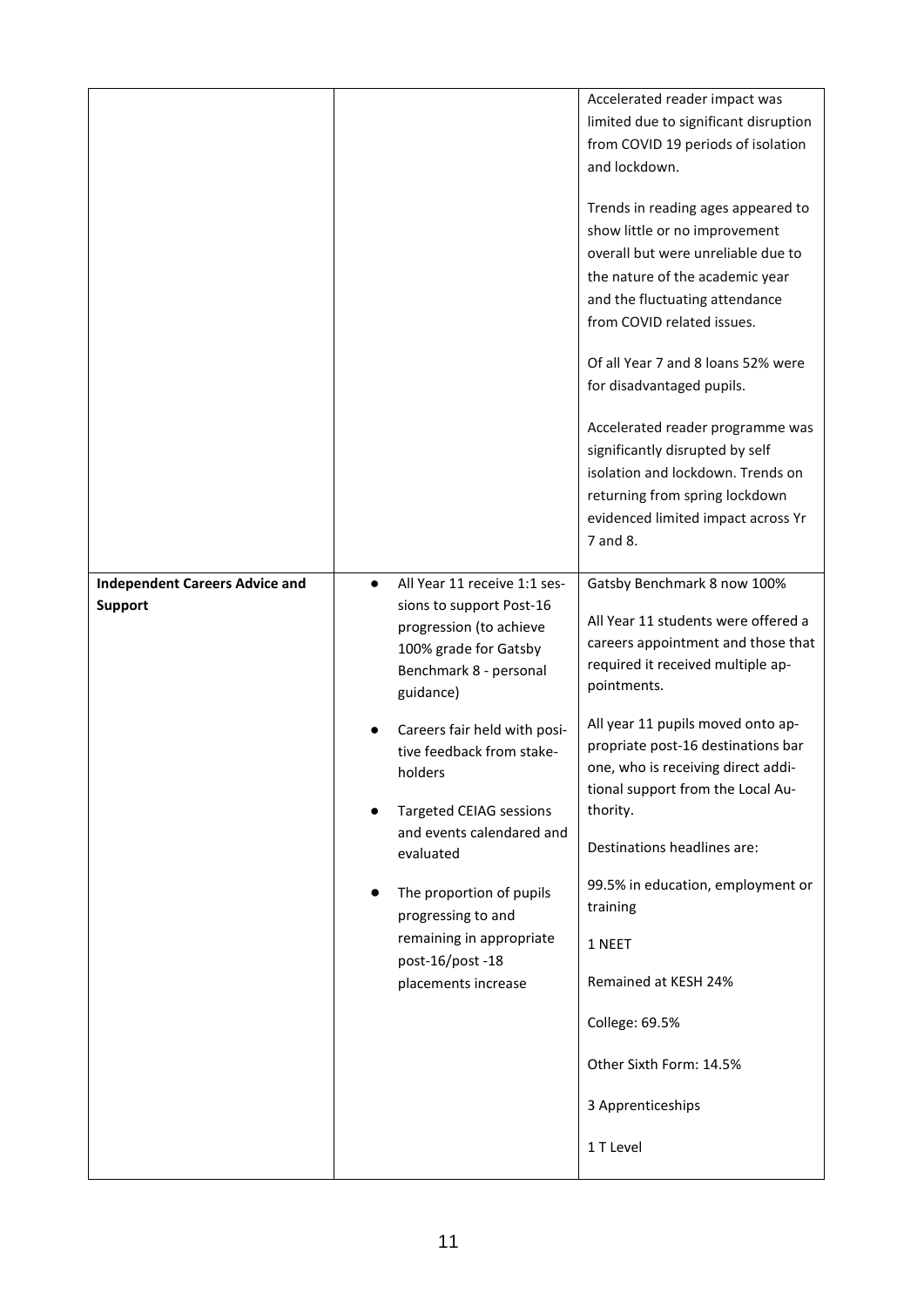| | | |
|---|---|---|
| | | Accelerated reader impact was limited due to significant disruption from COVID 19 periods of isolation and lockdown.<br><br>Trends in reading ages appeared to show little or no improvement overall but were unreliable due to the nature of the academic year and the fluctuating attendance from COVID related issues.<br><br>Of all Year 7 and 8 loans 52% were for disadvantaged pupils.<br><br>Accelerated reader programme was significantly disrupted by self isolation and lockdown. Trends on returning from spring lockdown evidenced limited impact across Yr 7 and 8. |
| **Independent Careers Advice and Support** | • All Year 11 receive 1:1 sessions to support Post-16 progression (to achieve 100% grade for Gatsby Benchmark 8 - personal guidance)<br><br>• Careers fair held with positive feedback from stakeholders<br><br>• Targeted CEIAG sessions and events calendared and evaluated<br><br>• The proportion of pupils progressing to and remaining in appropriate post-16/post -18 placements increase | Gatsby Benchmark 8 now 100%<br><br>All Year 11 students were offered a careers appointment and those that required it received multiple appointments.<br><br>All year 11 pupils moved onto appropriate post-16 destinations bar one, who is receiving direct additional support from the Local Authority.<br><br>Destinations headlines are:<br><br>99.5% in education, employment or training<br><br>1 NEET<br><br>Remained at KESH 24%<br><br>College: 69.5%<br><br>Other Sixth Form: 14.5%<br><br>3 Apprenticeships<br><br>1 T Level |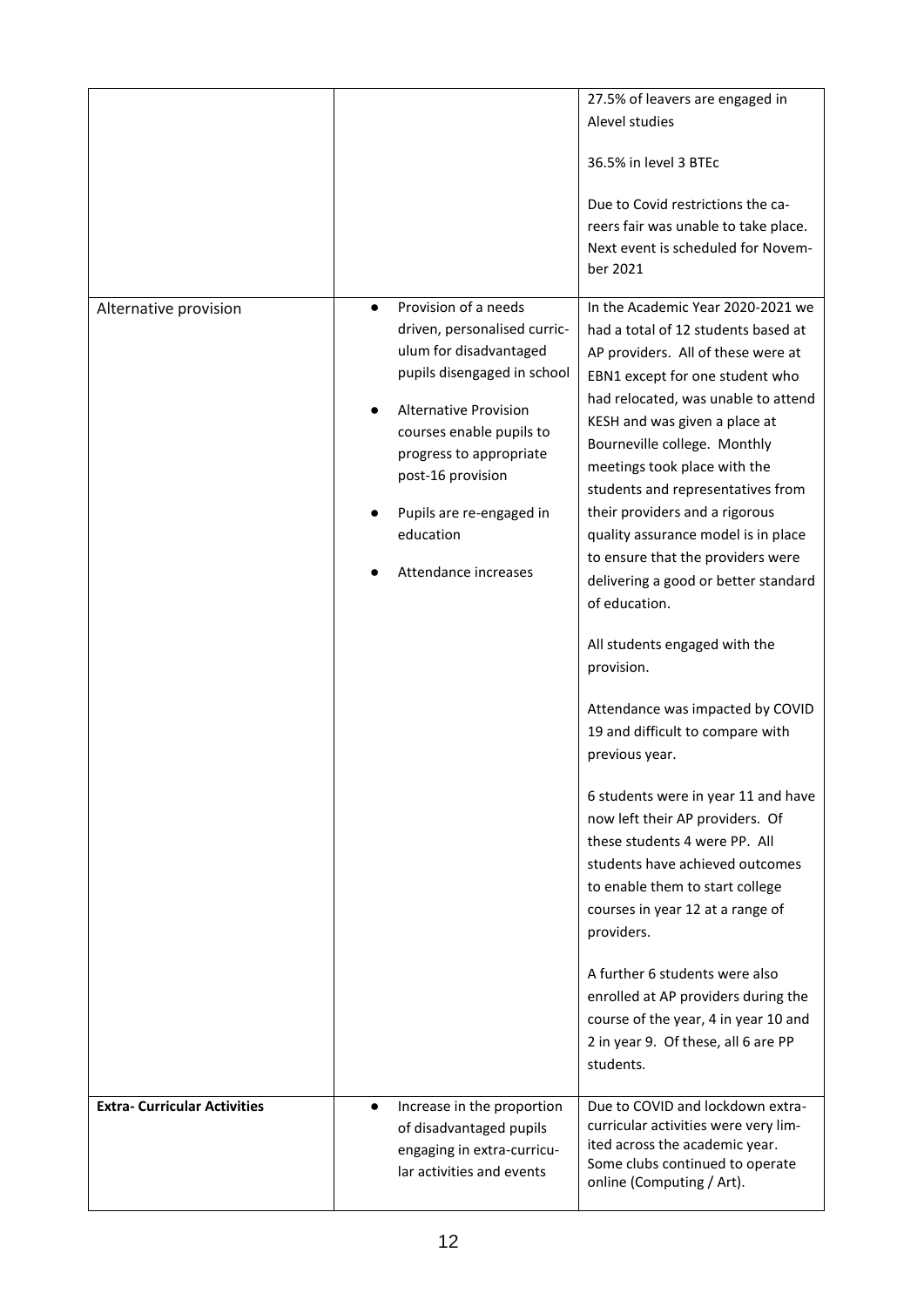| | | |
|---|---|---|
| | | 27.5% of leavers are engaged in Alevel studies<br><br>36.5% in level 3 BTEc<br><br>Due to Covid restrictions the careers fair was unable to take place. Next event is scheduled for November 2021 |
| Alternative provision | • Provision of a needs driven, personalised curriculum for disadvantaged pupils disengaged in school<br>• Alternative Provision courses enable pupils to progress to appropriate post-16 provision<br>• Pupils are re-engaged in education<br>• Attendance increases | In the Academic Year 2020-2021 we had a total of 12 students based at AP providers. All of these were at EBN1 except for one student who had relocated, was unable to attend KESH and was given a place at Bourneville college. Monthly meetings took place with the students and representatives from their providers and a rigorous quality assurance model is in place to ensure that the providers were delivering a good or better standard of education.<br><br>All students engaged with the provision.<br><br>Attendance was impacted by COVID 19 and difficult to compare with previous year.<br><br>6 students were in year 11 and have now left their AP providers. Of these students 4 were PP. All students have achieved outcomes to enable them to start college courses in year 12 at a range of providers.<br><br>A further 6 students were also enrolled at AP providers during the course of the year, 4 in year 10 and 2 in year 9. Of these, all 6 are PP students. |
| **Extra- Curricular Activities** | • Increase in the proportion of disadvantaged pupils engaging in extra-curricular activities and events | Due to COVID and lockdown extra-curricular activities were very limited across the academic year. Some clubs continued to operate online (Computing / Art). |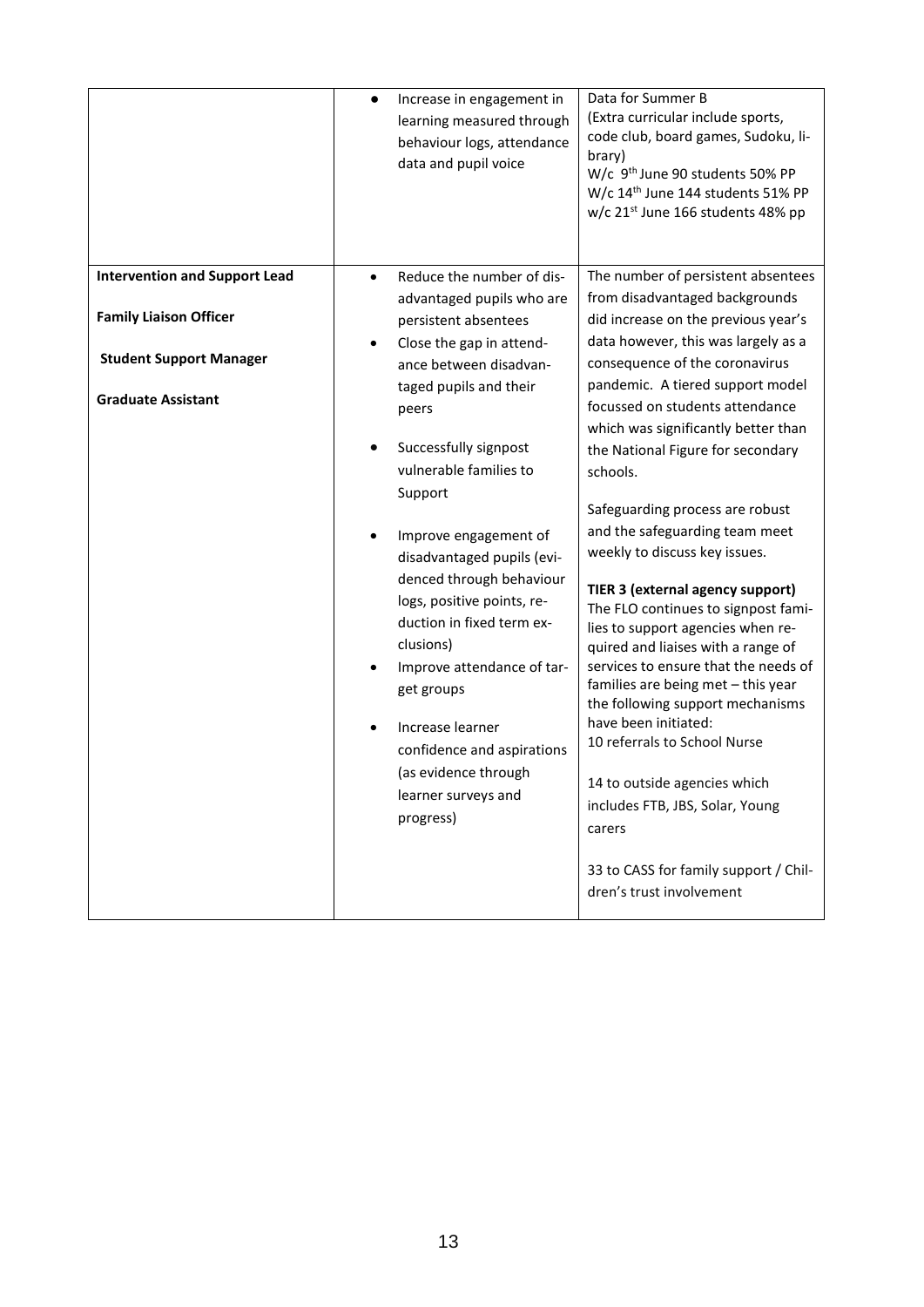| | | |
|---|---|---|
| | • Increase in engagement in learning measured through behaviour logs, attendance data and pupil voice | Data for Summer B<br>(Extra curricular include sports, code club, board games, Sudoku, library)<br>W/c 9th June 90 students 50% PP<br>W/c 14th June 144 students 51% PP<br>w/c 21st June 166 students 48% pp |
| **Intervention and Support Lead**<br><br>**Family Liaison Officer**<br><br>**Student Support Manager**<br><br>**Graduate Assistant** | • Reduce the number of disadvantaged pupils who are persistent absentees<br>• Close the gap in attendance between disadvantaged pupils and their peers<br><br>• Successfully signpost vulnerable families to Support<br><br>• Improve engagement of disadvantaged pupils (evidenced through behaviour logs, positive points, reduction in fixed term exclusions)<br>• Improve attendance of target groups<br><br>• Increase learner confidence and aspirations (as evidence through learner surveys and progress) | The number of persistent absentees from disadvantaged backgrounds did increase on the previous year's data however, this was largely as a consequence of the coronavirus pandemic. A tiered support model focussed on students attendance which was significantly better than the National Figure for secondary schools.<br><br>Safeguarding process are robust and the safeguarding team meet weekly to discuss key issues.<br><br>**TIER 3 (external agency support)**<br>The FLO continues to signpost families to support agencies when required and liaises with a range of services to ensure that the needs of families are being met – this year the following support mechanisms have been initiated:<br>10 referrals to School Nurse<br><br>14 to outside agencies which includes FTB, JBS, Solar, Young carers<br><br>33 to CASS for family support / Children's trust involvement |